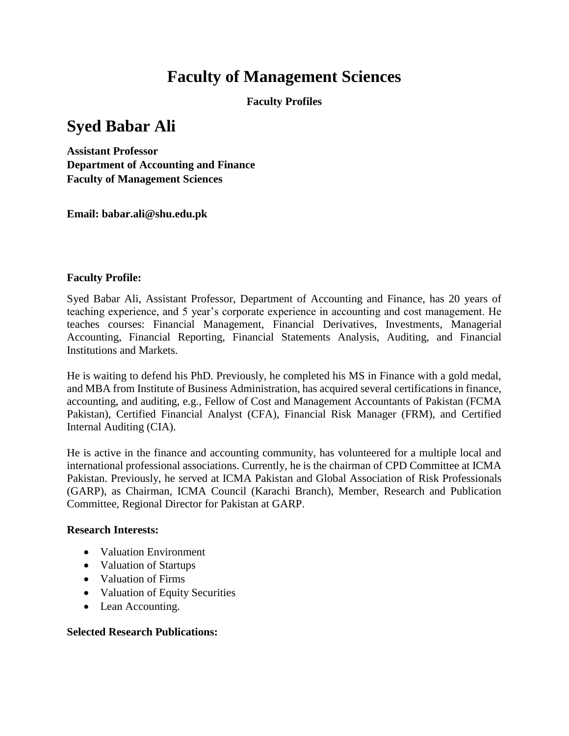# Faculty of Management Sciences

**Faculty Profiles**

## Syed Babar Ali

**Assistant Professor**
**Department of Accounting and Finance**
**Faculty of Management Sciences**

**Email: babar.ali@shu.edu.pk**

**Faculty Profile:**

Syed Babar Ali, Assistant Professor, Department of Accounting and Finance, has 20 years of teaching experience, and 5 year's corporate experience in accounting and cost management. He teaches courses: Financial Management, Financial Derivatives, Investments, Managerial Accounting, Financial Reporting, Financial Statements Analysis, Auditing, and Financial Institutions and Markets.

He is waiting to defend his PhD. Previously, he completed his MS in Finance with a gold medal, and MBA from Institute of Business Administration, has acquired several certifications in finance, accounting, and auditing, e.g., Fellow of Cost and Management Accountants of Pakistan (FCMA Pakistan), Certified Financial Analyst (CFA), Financial Risk Manager (FRM), and Certified Internal Auditing (CIA).

He is active in the finance and accounting community, has volunteered for a multiple local and international professional associations. Currently, he is the chairman of CPD Committee at ICMA Pakistan. Previously, he served at ICMA Pakistan and Global Association of Risk Professionals (GARP), as Chairman, ICMA Council (Karachi Branch), Member, Research and Publication Committee, Regional Director for Pakistan at GARP.

**Research Interests:**

- Valuation Environment
- Valuation of Startups
- Valuation of Firms
- Valuation of Equity Securities
- Lean Accounting.

**Selected Research Publications:**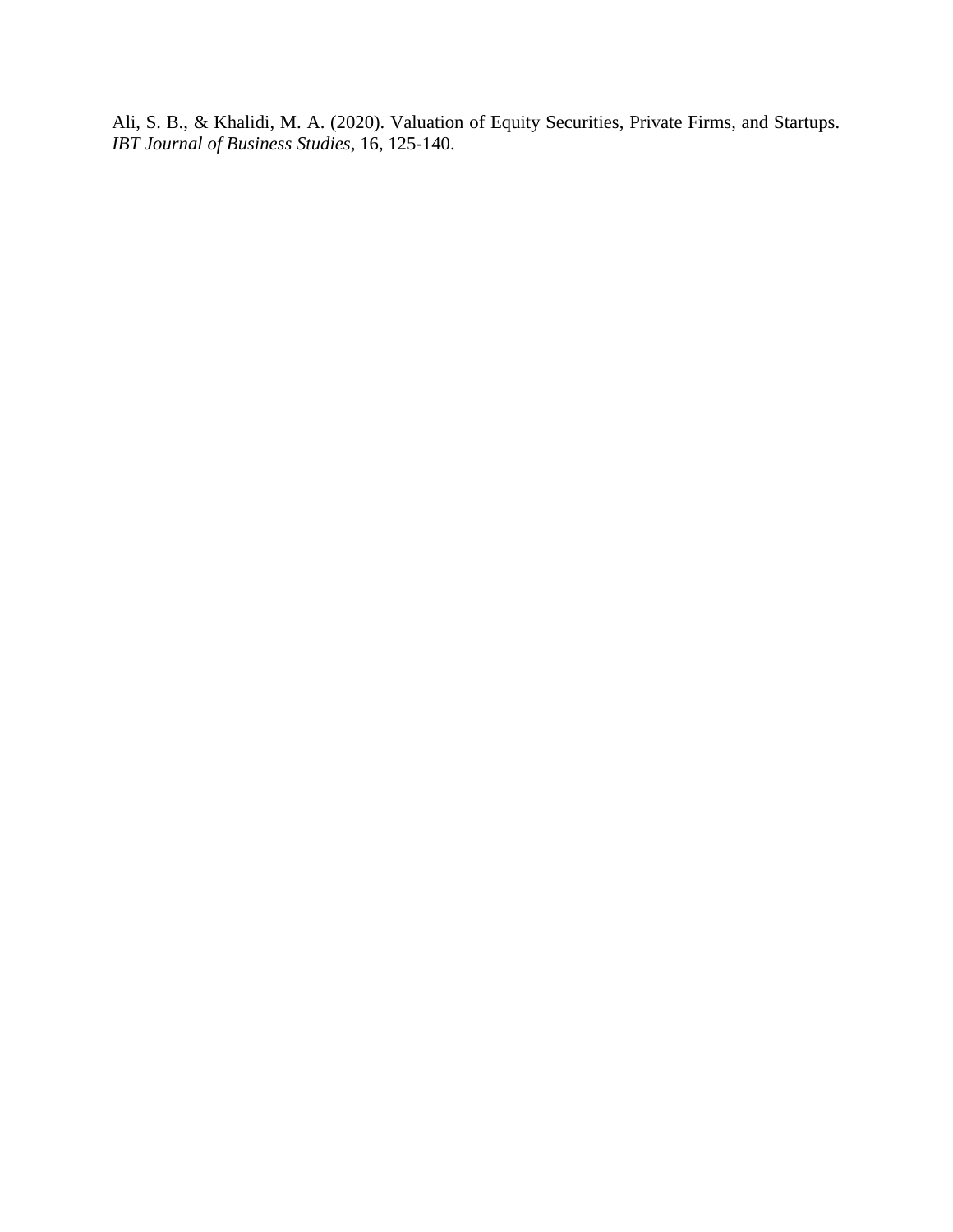Ali, S. B., & Khalidi, M. A. (2020). Valuation of Equity Securities, Private Firms, and Startups. *IBT Journal of Business Studies*, 16, 125-140.